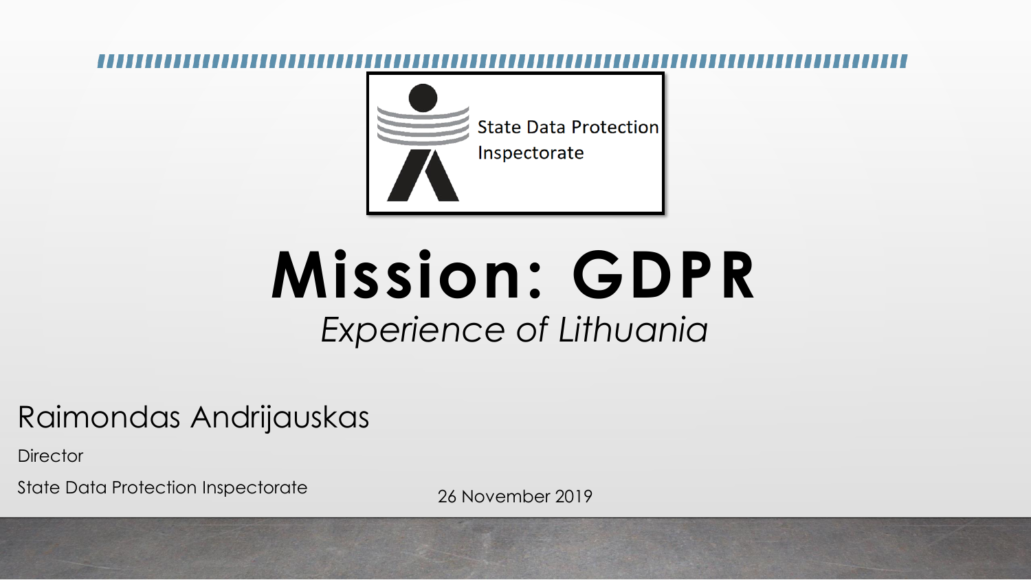State Data Protection Inspectorate

# Mission: GDPR

*Experience of Lithuania*

Raimondas Andrijauskas

Director

State Data Protection Inspectorate

26 November 2019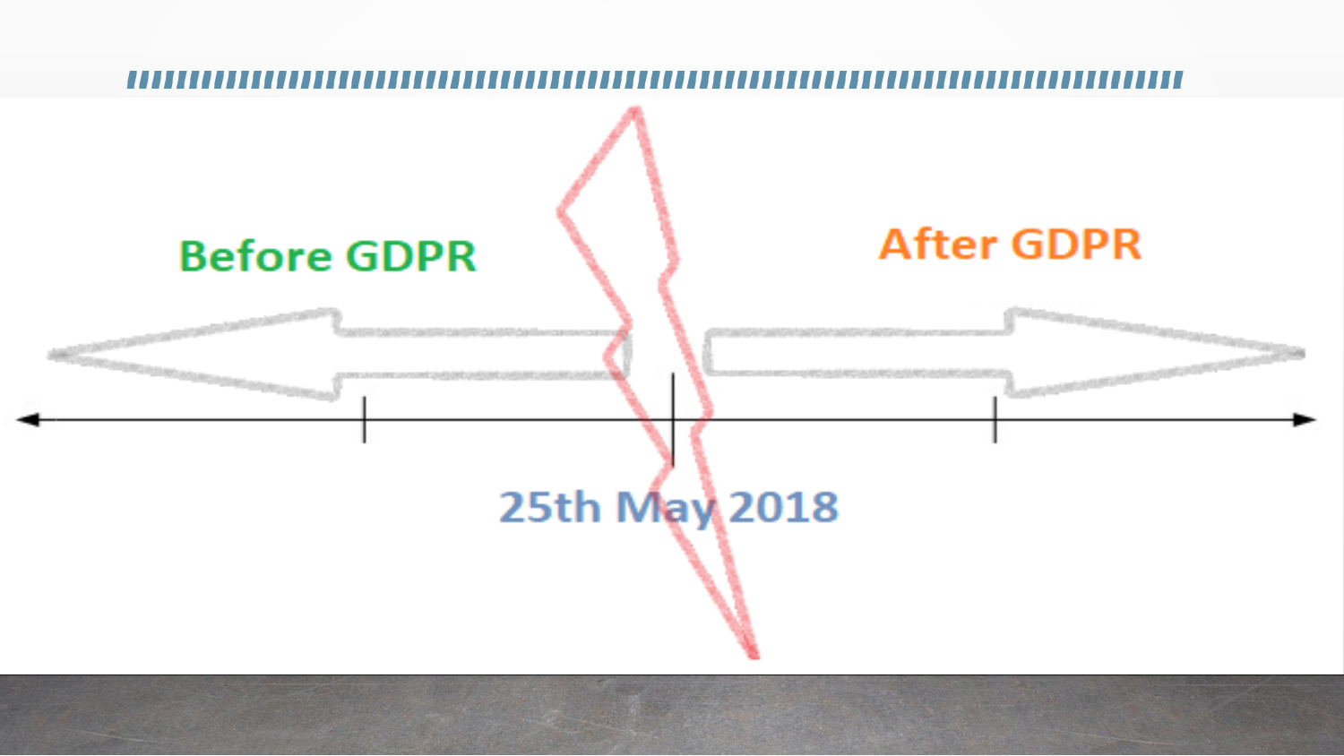Before GDPR

After GDPR

25th May 2018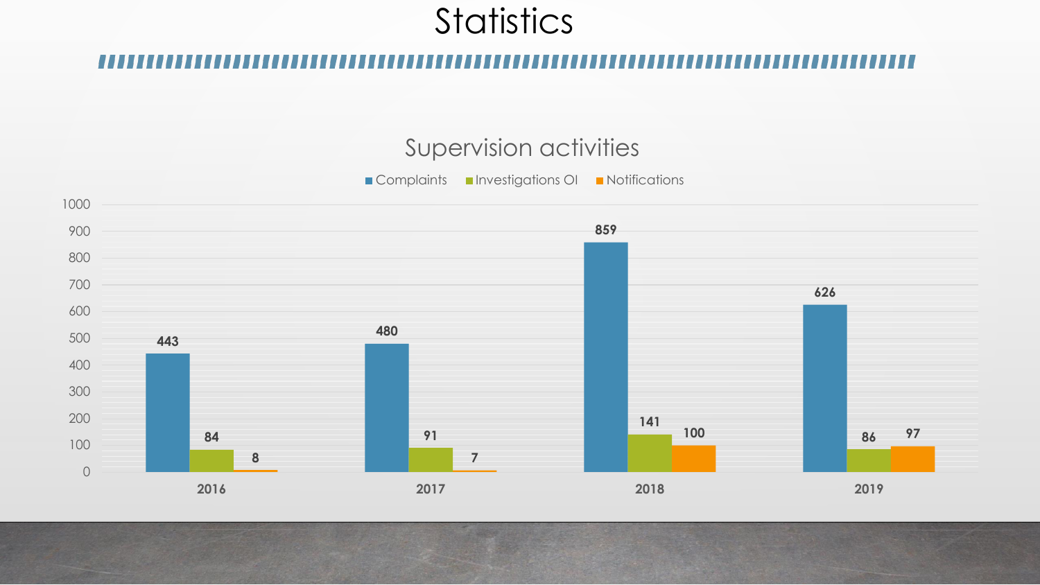# Statistics

## Supervision activities

| Year | Complaints | Investigations OI | Notifications |
|---|---|---|---|
| 2016 | 443 | 84 | 8 |
| 2017 | 480 | 91 | 7 |
| 2018 | 859 | 141 | 100 |
| 2019 | 626 | 86 | 97 |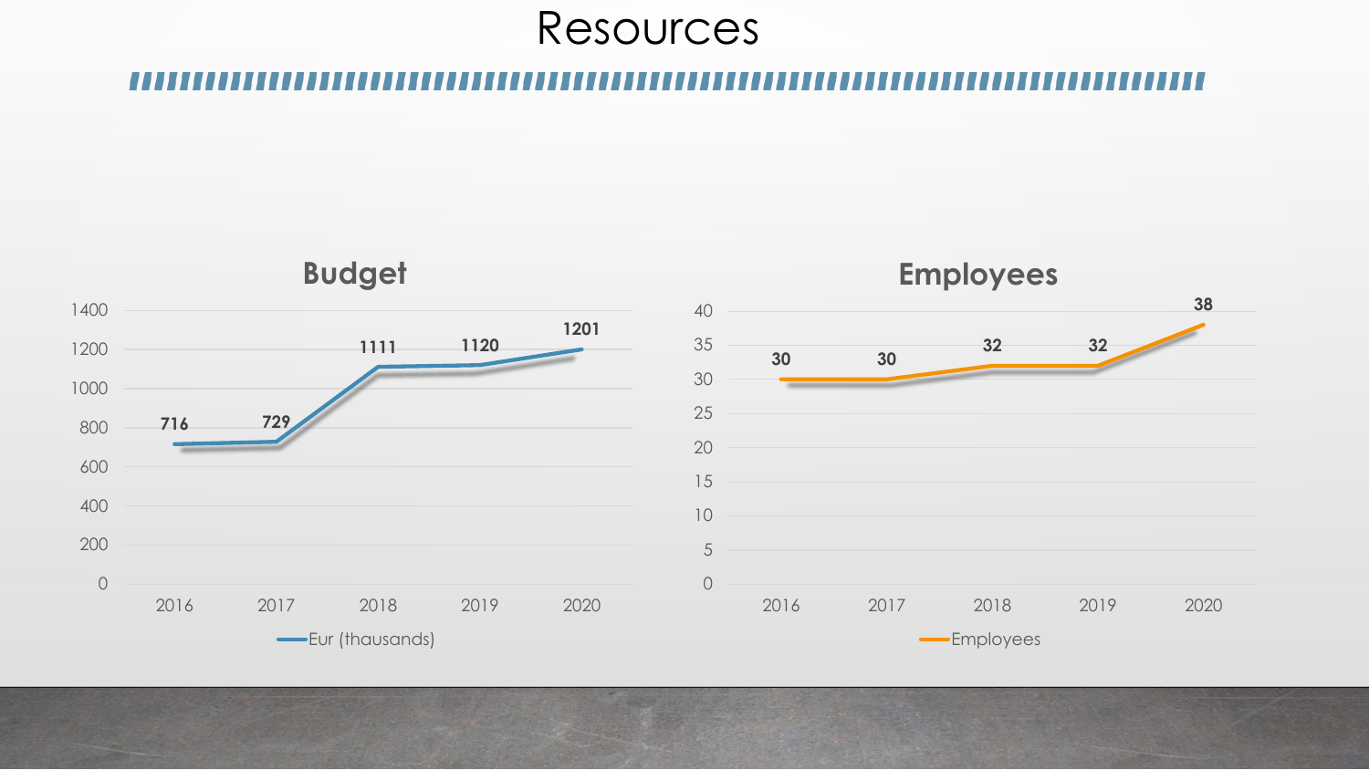# Resources

## Budget

| Year | Eur (thousands) |
|---|---|
| 2016 | 716 |
| 2017 | 729 |
| 2018 | 1111 |
| 2019 | 1120 |
| 2020 | 1201 |

## Employees

| Year | Employees |
|---|---|
| 2016 | 30 |
| 2017 | 30 |
| 2018 | 32 |
| 2019 | 32 |
| 2020 | 38 |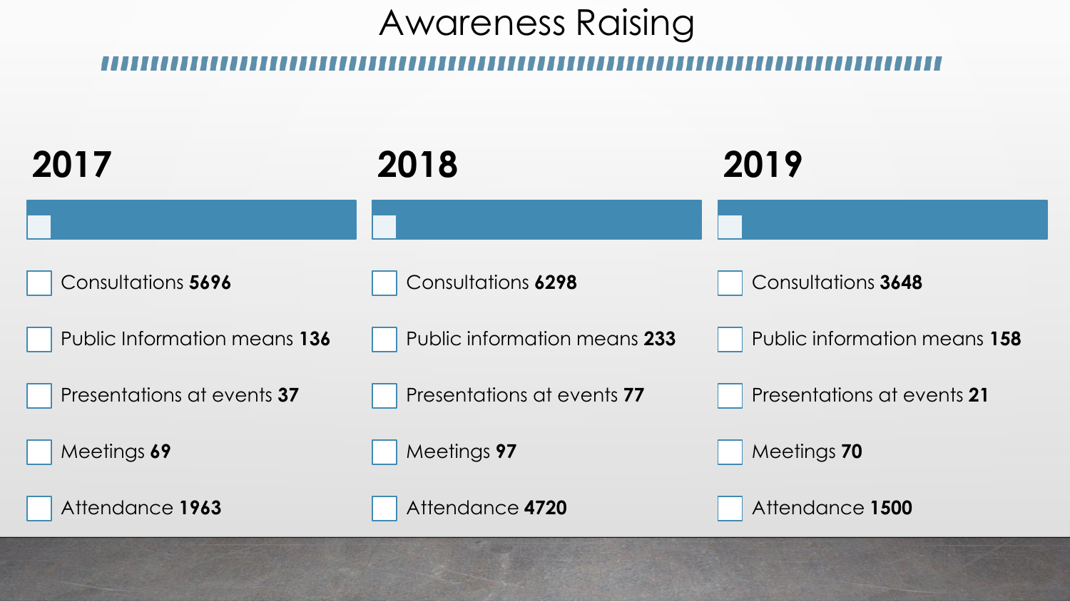# Awareness Raising

## 2017

- Consultations **5696**
- Public Information means **136**
- Presentations at events **37**
- Meetings **69**
- Attendance **1963**

## 2018

- Consultations **6298**
- Public information means **233**
- Presentations at events **77**
- Meetings **97**
- Attendance **4720**

## 2019

- Consultations **3648**
- Public information means **158**
- Presentations at events **21**
- Meetings **70**
- Attendance **1500**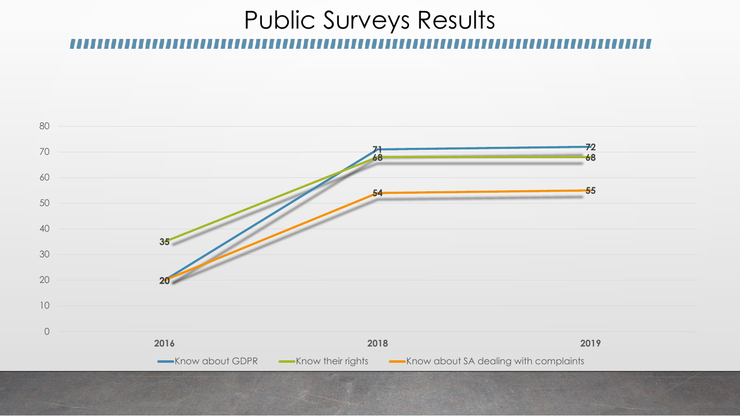# Public Surveys Results

| | 2016 | 2018 | 2019 |
|---|---|---|---|
| Know about GDPR | 20 | 71 | 72 |
| Know their rights | 35 | 68 | 68 |
| Know about SA dealing with complaints | 20 | 54 | 55 |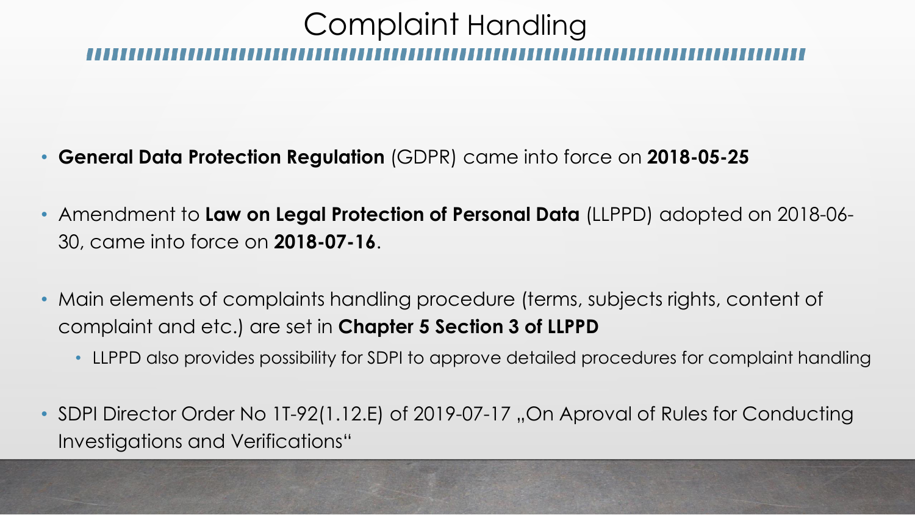# Complaint Handling

- **General Data Protection Regulation** (GDPR) came into force on **2018-05-25**
- Amendment to **Law on Legal Protection of Personal Data** (LLPPD) adopted on 2018-06-30, came into force on **2018-07-16**.
- Main elements of complaints handling procedure (terms, subjects rights, content of complaint and etc.) are set in **Chapter 5 Section 3 of LLPPD**
  - LLPPD also provides possibility for SDPI to approve detailed procedures for complaint handling
- SDPI Director Order No 1T-92(1.12.E) of 2019-07-17 „On Aproval of Rules for Conducting Investigations and Verifications"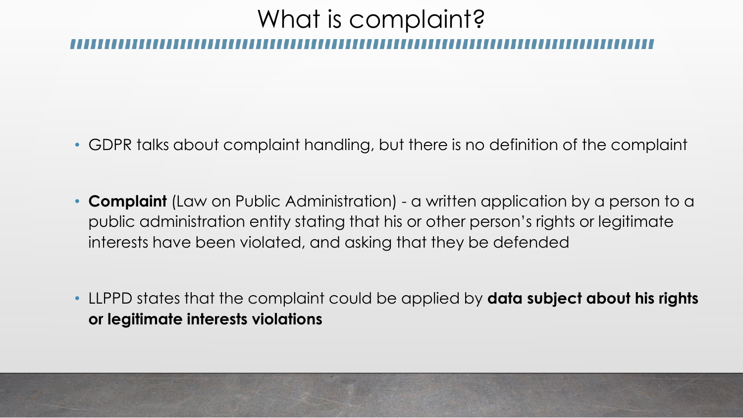# What is complaint?

- GDPR talks about complaint handling, but there is no definition of the complaint
- **Complaint** (Law on Public Administration) - a written application by a person to a public administration entity stating that his or other person's rights or legitimate interests have been violated, and asking that they be defended
- LLPPD states that the complaint could be applied by **data subject about his rights or legitimate interests violations**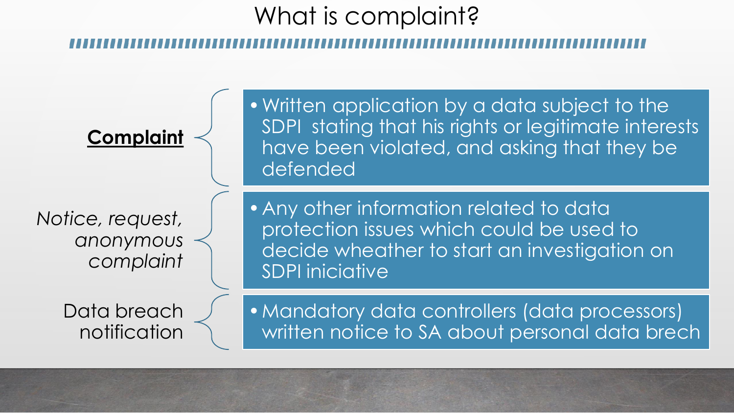# What is complaint?

**<u>Complaint</u>**

- Written application by a data subject to the SDPI stating that his rights or legitimate interests have been violated, and asking that they be defended

*Notice, request, anonymous complaint*

- Any other information related to data protection issues which could be used to decide wheather to start an investigation on SDPI iniciative

Data breach notification

- Mandatory data controllers (data processors) written notice to SA about personal data brech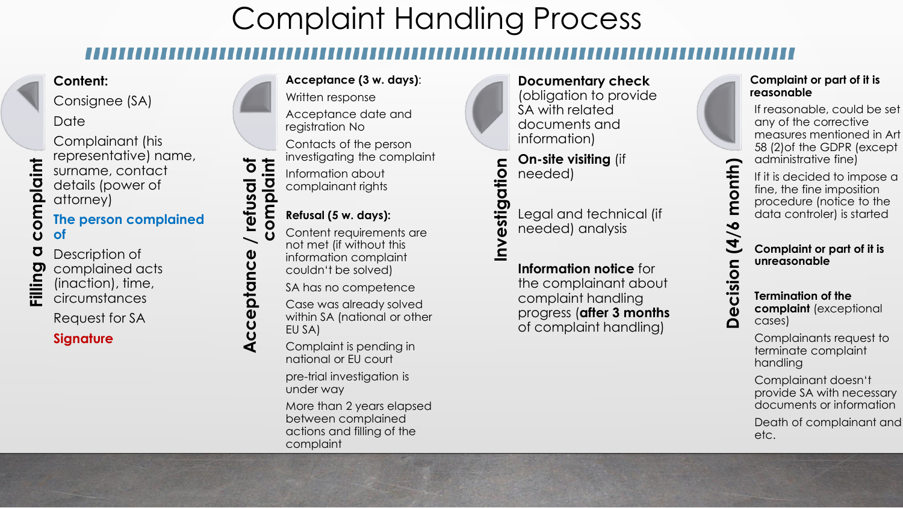# Complaint Handling Process

## Filling a complaint

**Content:**

- Consignee (SA)
- Date
- Complainant (his representative) name, surname, contact details (power of attorney)
- **The person complained of**
- Description of complained acts (inaction), time, circumstances
- Request for SA
- **Signature**

## Acceptance / refusal of complaint

**Acceptance (3 w. days)**:

- Written response
- Acceptance date and registration No
- Contacts of the person investigating the complaint
- Information about complainant rights

**Refusal (5 w. days):**

- Content requirements are not met (if without this information complaint couldn't be solved)
- SA has no competence
- Case was already solved within SA (national or other EU SA)
- Complaint is pending in national or EU court
- pre-trial investigation is under way
- More than 2 years elapsed between complained actions and filling of the complaint

## Investigation

- **Documentary check** (obligation to provide SA with related documents and information)
- **On-site visiting** (if needed)
- Legal and technical (if needed) analysis
- **Information notice** for the complainant about complaint handling progress (**after 3 months** of complaint handling)

## Decision (4/6 month)

**Complaint or part of it is reasonable**

- If reasonable, could be set any of the corrective measures mentioned in Art 58 (2)of the GDPR (except administrative fine)
- If it is decided to impose a fine, the fine imposition procedure (notice to the data controler) is started

**Complaint or part of it is unreasonable**

**Termination of the complaint** (exceptional cases)

- Complainants request to terminate complaint handling
- Complainant doesn't provide SA with necessary documents or information
- Death of complainant and etc.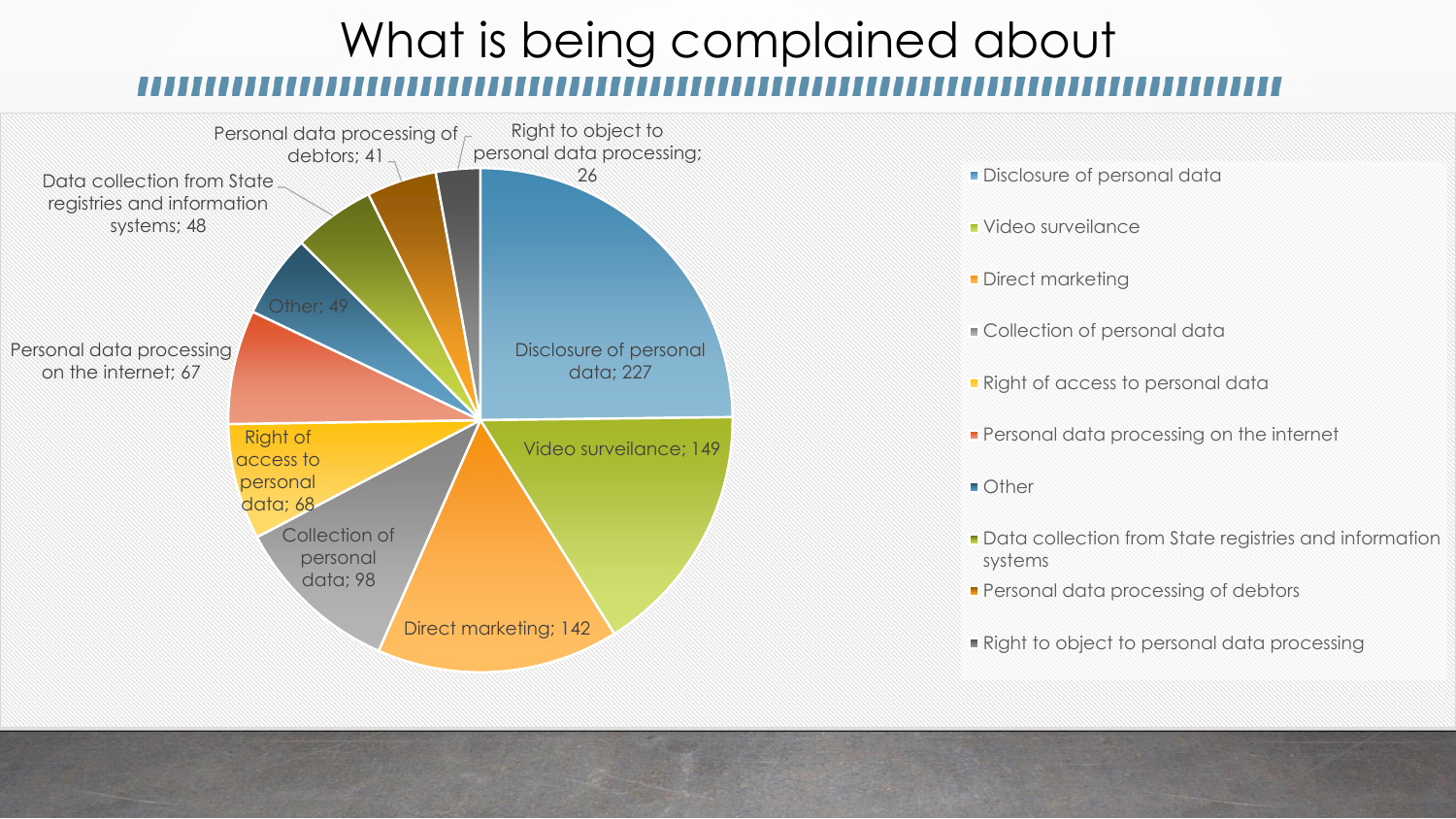# What is being complained about

| Category | Number |
| --- | --- |
| Disclosure of personal data | 227 |
| Video surveilance | 149 |
| Direct marketing | 142 |
| Collection of personal data | 98 |
| Right of access to personal data | 68 |
| Personal data processing on the internet | 67 |
| Other | 49 |
| Data collection from State registries and information systems | 48 |
| Personal data processing of debtors | 41 |
| Right to object to personal data processing | 26 |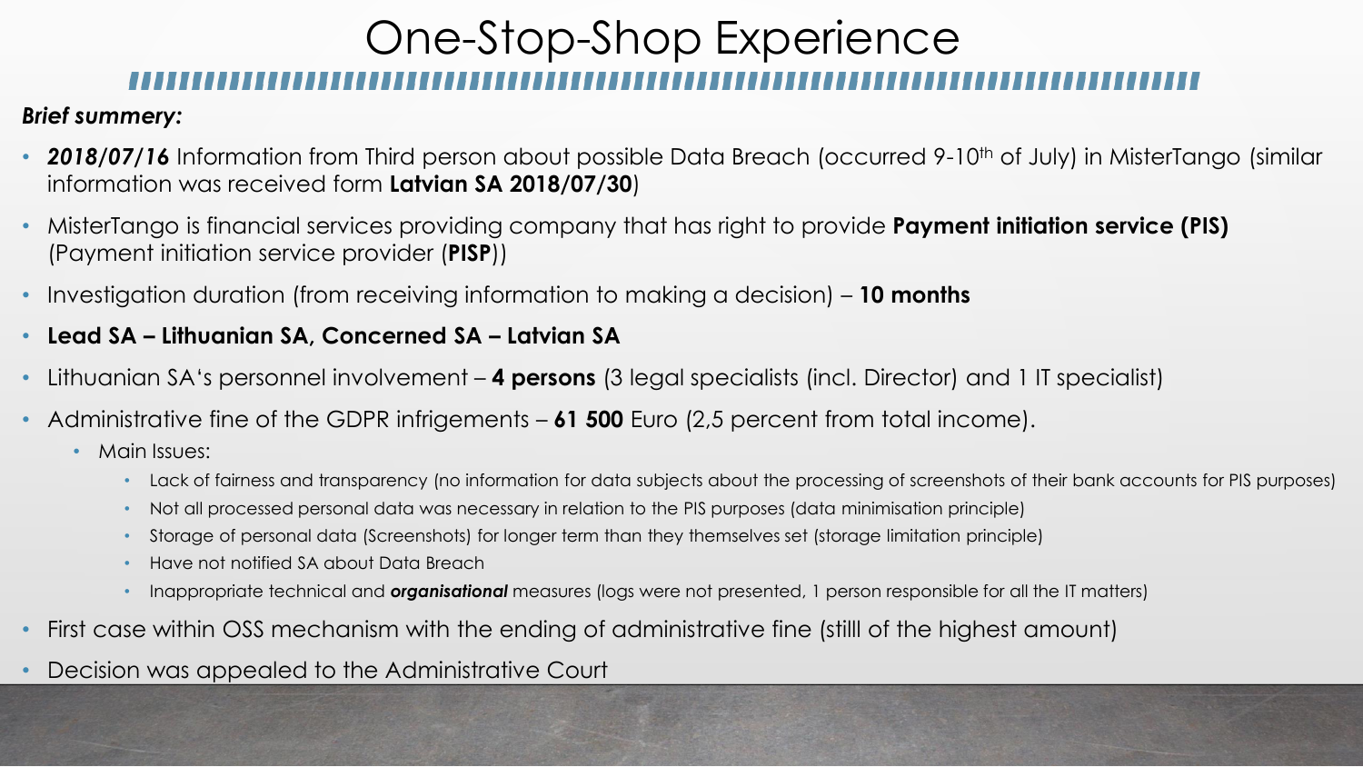# One-Stop-Shop Experience

***Brief summery:***

- ***2018/07/16*** Information from Third person about possible Data Breach (occurred 9-10th of July) in MisterTango (similar information was received form **Latvian SA 2018/07/30**)
- MisterTango is financial services providing company that has right to provide **Payment initiation service (PIS)** (Payment initiation service provider (**PISP**))
- Investigation duration (from receiving information to making a decision) – **10 months**
- **Lead SA – Lithuanian SA, Concerned SA – Latvian SA**
- Lithuanian SA's personnel involvement – **4 persons** (3 legal specialists (incl. Director) and 1 IT specialist)
- Administrative fine of the GDPR infrigements – **61 500** Euro (2,5 percent from total income).
  - Main Issues:
    - Lack of fairness and transparency (no information for data subjects about the processing of screenshots of their bank accounts for PIS purposes)
    - Not all processed personal data was necessary in relation to the PIS purposes (data minimisation principle)
    - Storage of personal data (Screenshots) for longer term than they themselves set (storage limitation principle)
    - Have not notified SA about Data Breach
    - Inappropriate technical and ***organisational*** measures (logs were not presented, 1 person responsible for all the IT matters)
- First case within OSS mechanism with the ending of administrative fine (stilll of the highest amount)
- Decision was appealed to the Administrative Court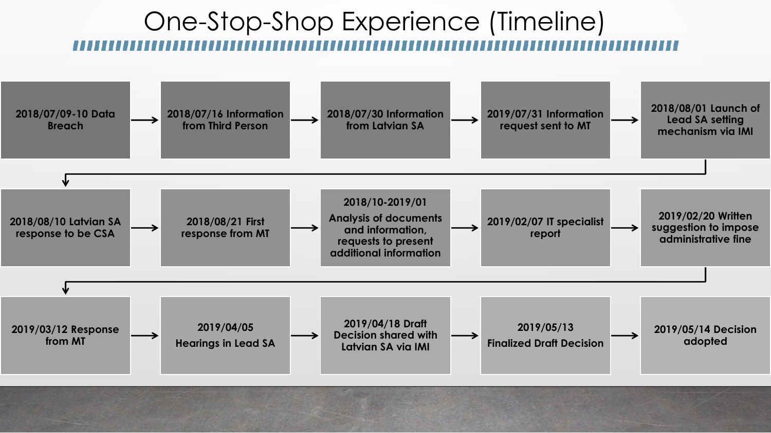# One-Stop-Shop Experience (Timeline)

- 2018/07/09-10 Data Breach
- 2018/07/16 Information from Third Person
- 2018/07/30 Information from Latvian SA
- 2019/07/31 Information request sent to MT
- 2018/08/01 Launch of Lead SA setting mechanism via IMI
- 2018/08/10 Latvian SA response to be CSA
- 2018/08/21 First response from MT
- 2018/10-2019/01 Analysis of documents and information, requests to present additional information
- 2019/02/07 IT specialist report
- 2019/02/20 Written suggestion to impose administrative fine
- 2019/03/12 Response from MT
- 2019/04/05 Hearings in Lead SA
- 2019/04/18 Draft Decision shared with Latvian SA via IMI
- 2019/05/13 Finalized Draft Decision
- 2019/05/14 Decision adopted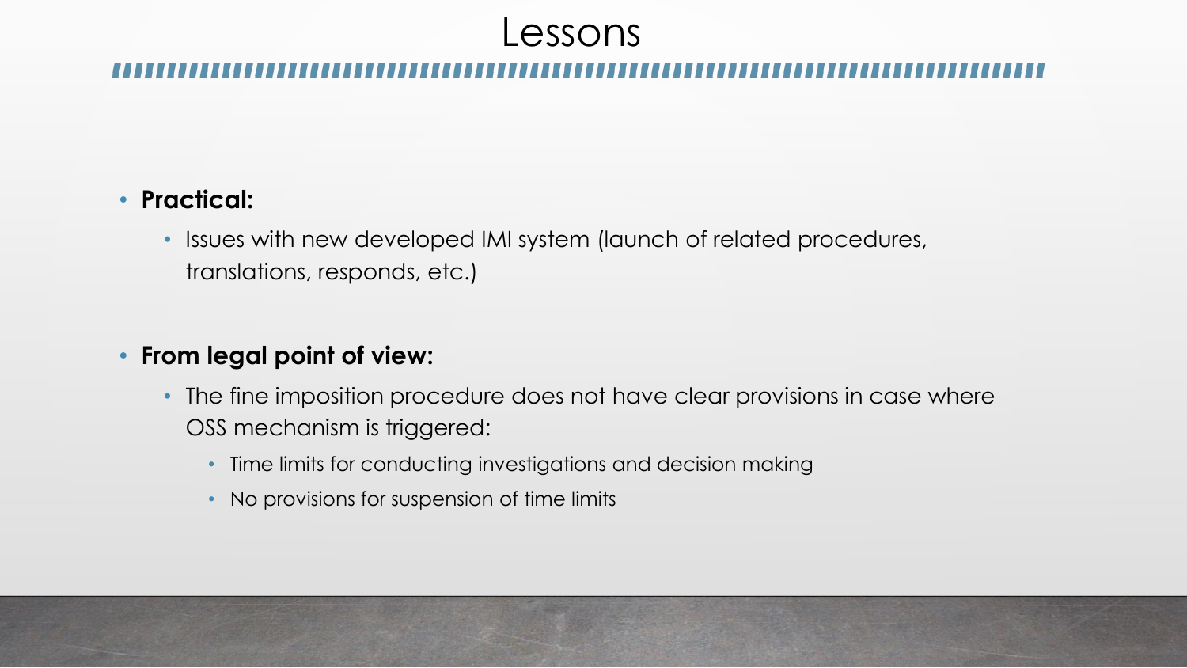# Lessons

- **Practical:**
  - Issues with new developed IMI system (launch of related procedures, translations, responds, etc.)

- **From legal point of view:**
  - The fine imposition procedure does not have clear provisions in case where OSS mechanism is triggered:
    - Time limits for conducting investigations and decision making
    - No provisions for suspension of time limits